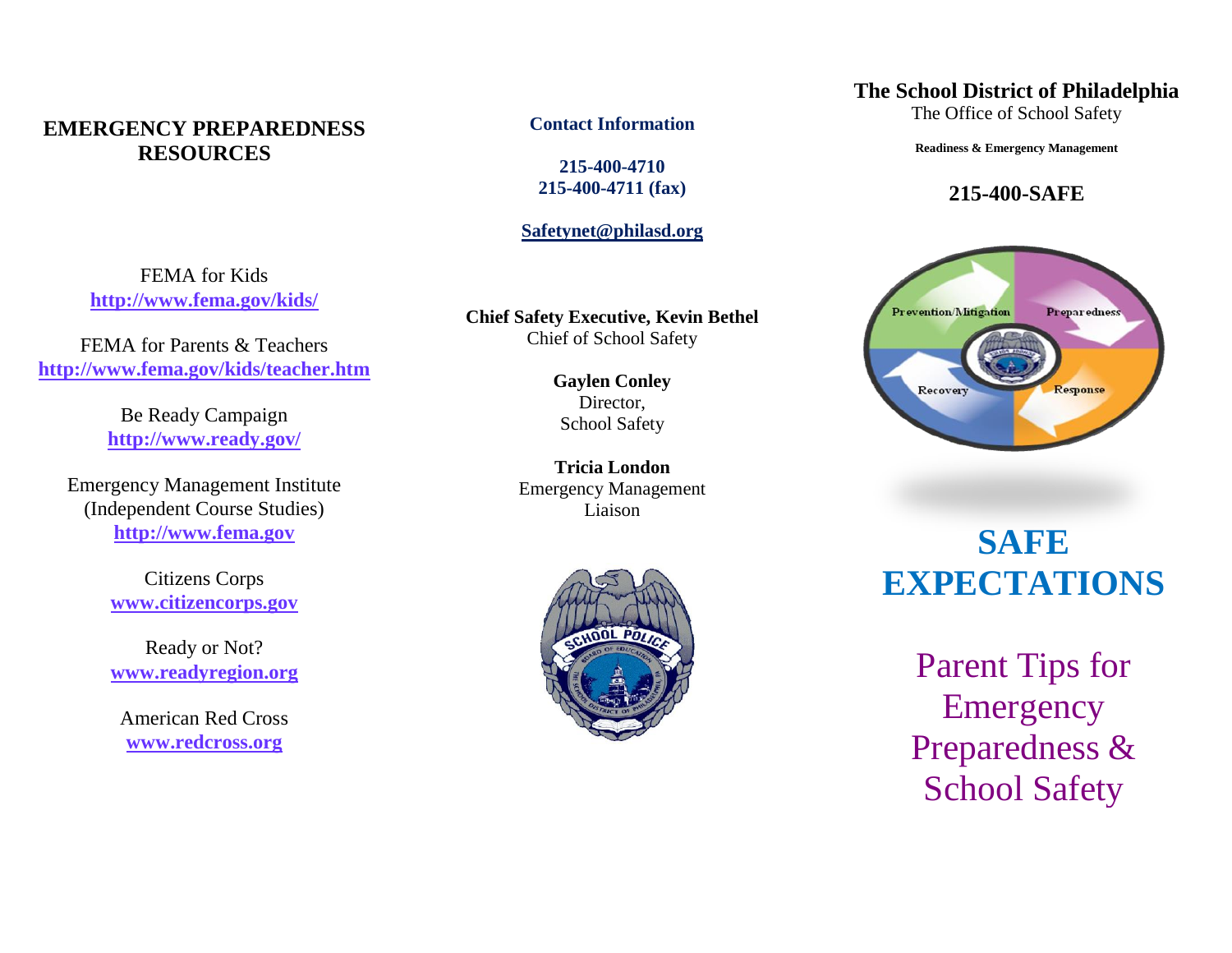# EMERGENCY PREPAREDNESS RESOURCES

FEMA for Kids
**http://www.fema.gov/kids/**

FEMA for Parents & Teachers
**http://www.fema.gov/kids/teacher.htm**

Be Ready Campaign
**http://www.ready.gov/**

Emergency Management Institute
(Independent Course Studies)
**http://www.fema.gov**

Citizens Corps
**www.citizencorps.gov**

Ready or Not?
**www.readyregion.org**

American Red Cross
**www.redcross.org**

## Contact Information

**215-400-4710**
**215-400-4711 (fax)**

**Safetynet@philasd.org**

**Chief Safety Executive, Kevin Bethel**
Chief of School Safety

**Gaylen Conley**
Director,
School Safety

**Tricia London**
Emergency Management
Liaison

**The School District of Philadelphia**
The Office of School Safety

**Readiness & Emergency Management**

**215-400-SAFE**

Prevention/Mitigation
Preparedness
Recovery
Response

# SAFE EXPECTATIONS

## Parent Tips for Emergency Preparedness & School Safety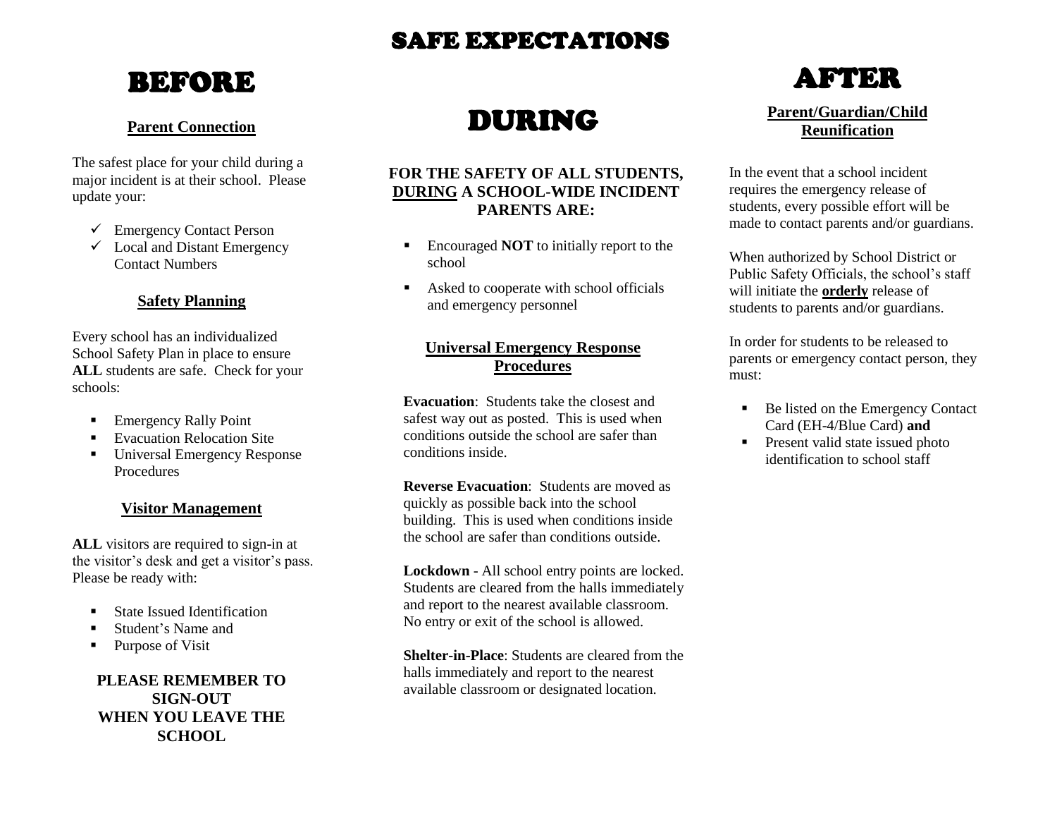# SAFE EXPECTATIONS

# BEFORE

### Parent Connection

The safest place for your child during a major incident is at their school. Please update your:

- ✓ Emergency Contact Person
- ✓ Local and Distant Emergency Contact Numbers

### Safety Planning

Every school has an individualized School Safety Plan in place to ensure **ALL** students are safe. Check for your schools:

- Emergency Rally Point
- Evacuation Relocation Site
- Universal Emergency Response Procedures

### Visitor Management

**ALL** visitors are required to sign-in at the visitor's desk and get a visitor's pass. Please be ready with:

- State Issued Identification
- Student's Name and
- Purpose of Visit

**PLEASE REMEMBER TO SIGN-OUT WHEN YOU LEAVE THE SCHOOL**

# DURING

**FOR THE SAFETY OF ALL STUDENTS, DURING A SCHOOL-WIDE INCIDENT PARENTS ARE:**

- Encouraged **NOT** to initially report to the school
- Asked to cooperate with school officials and emergency personnel

### Universal Emergency Response Procedures

**Evacuation**: Students take the closest and safest way out as posted. This is used when conditions outside the school are safer than conditions inside.

**Reverse Evacuation**: Students are moved as quickly as possible back into the school building. This is used when conditions inside the school are safer than conditions outside.

**Lockdown** - All school entry points are locked. Students are cleared from the halls immediately and report to the nearest available classroom. No entry or exit of the school is allowed.

**Shelter-in-Place**: Students are cleared from the halls immediately and report to the nearest available classroom or designated location.

# AFTER

### Parent/Guardian/Child Reunification

In the event that a school incident requires the emergency release of students, every possible effort will be made to contact parents and/or guardians.

When authorized by School District or Public Safety Officials, the school's staff will initiate the **orderly** release of students to parents and/or guardians.

In order for students to be released to parents or emergency contact person, they must:

- Be listed on the Emergency Contact Card (EH-4/Blue Card) **and**
- Present valid state issued photo identification to school staff